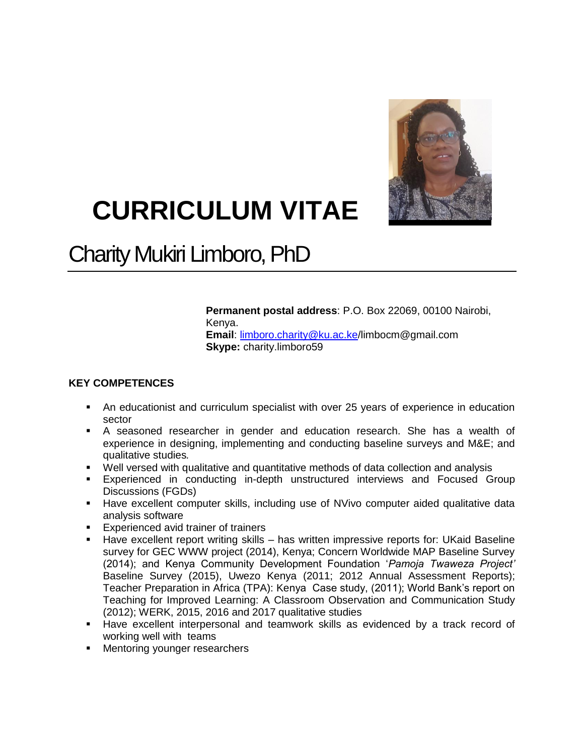# CURRICULUM VITAE

## Charity Mukiri Limboro, PhD

**Permanent postal address**: P.O. Box 22069, 00100 Nairobi, Kenya.
**Email**: limboro.charity@ku.ac.ke/limbocm@gmail.com
**Skype:** charity.limboro59

### KEY COMPETENCES

- An educationist and curriculum specialist with over 25 years of experience in education sector
- A seasoned researcher in gender and education research. She has a wealth of experience in designing, implementing and conducting baseline surveys and M&E; and qualitative studies.
- Well versed with qualitative and quantitative methods of data collection and analysis
- Experienced in conducting in-depth unstructured interviews and Focused Group Discussions (FGDs)
- Have excellent computer skills, including use of NVivo computer aided qualitative data analysis software
- Experienced avid trainer of trainers
- Have excellent report writing skills – has written impressive reports for: UKaid Baseline survey for GEC WWW project (2014), Kenya; Concern Worldwide MAP Baseline Survey (2014); and Kenya Community Development Foundation '*Pamoja Twaweza Project'* Baseline Survey (2015), Uwezo Kenya (2011; 2012 Annual Assessment Reports); Teacher Preparation in Africa (TPA): Kenya Case study, (2011); World Bank's report on Teaching for Improved Learning: A Classroom Observation and Communication Study (2012); WERK, 2015, 2016 and 2017 qualitative studies
- Have excellent interpersonal and teamwork skills as evidenced by a track record of working well with teams
- Mentoring younger researchers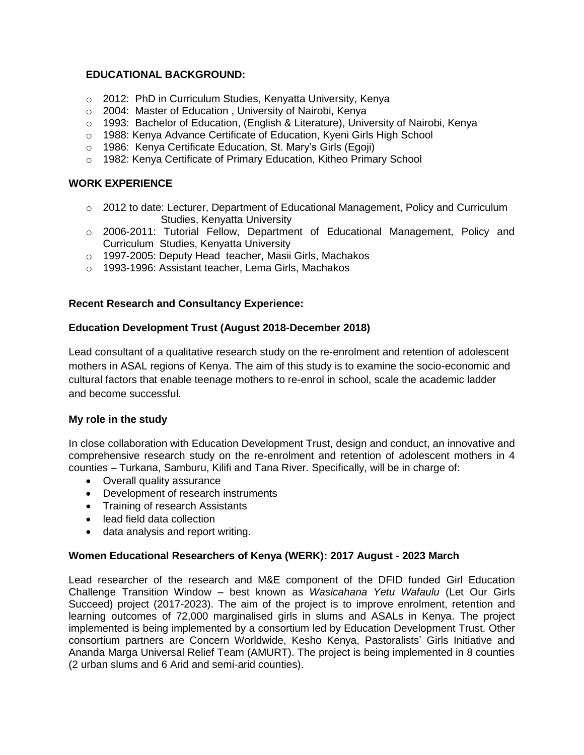### EDUCATIONAL BACKGROUND:

- 2012: PhD in Curriculum Studies, Kenyatta University, Kenya
- 2004: Master of Education , University of Nairobi, Kenya
- 1993: Bachelor of Education, (English & Literature), University of Nairobi, Kenya
- 1988: Kenya Advance Certificate of Education, Kyeni Girls High School
- 1986: Kenya Certificate Education, St. Mary's Girls (Egoji)
- 1982: Kenya Certificate of Primary Education, Kitheo Primary School

### WORK EXPERIENCE

- 2012 to date: Lecturer, Department of Educational Management, Policy and Curriculum Studies, Kenyatta University
- 2006-2011: Tutorial Fellow, Department of Educational Management, Policy and Curriculum Studies, Kenyatta University
- 1997-2005: Deputy Head teacher, Masii Girls, Machakos
- 1993-1996: Assistant teacher, Lema Girls, Machakos

### Recent Research and Consultancy Experience:

#### Education Development Trust (August 2018-December 2018)

Lead consultant of a qualitative research study on the re-enrolment and retention of adolescent mothers in ASAL regions of Kenya. The aim of this study is to examine the socio-economic and cultural factors that enable teenage mothers to re-enrol in school, scale the academic ladder and become successful.

#### My role in the study

In close collaboration with Education Development Trust, design and conduct, an innovative and comprehensive research study on the re-enrolment and retention of adolescent mothers in 4 counties – Turkana, Samburu, Kilifi and Tana River. Specifically, will be in charge of:

- Overall quality assurance
- Development of research instruments
- Training of research Assistants
- lead field data collection
- data analysis and report writing.

#### Women Educational Researchers of Kenya (WERK): 2017 August - 2023 March

Lead researcher of the research and M&E component of the DFID funded Girl Education Challenge Transition Window – best known as *Wasicahana Yetu Wafaulu* (Let Our Girls Succeed) project (2017-2023). The aim of the project is to improve enrolment, retention and learning outcomes of 72,000 marginalised girls in slums and ASALs in Kenya. The project implemented is being implemented by a consortium led by Education Development Trust. Other consortium partners are Concern Worldwide, Kesho Kenya, Pastoralists' Girls Initiative and Ananda Marga Universal Relief Team (AMURT). The project is being implemented in 8 counties (2 urban slums and 6 Arid and semi-arid counties).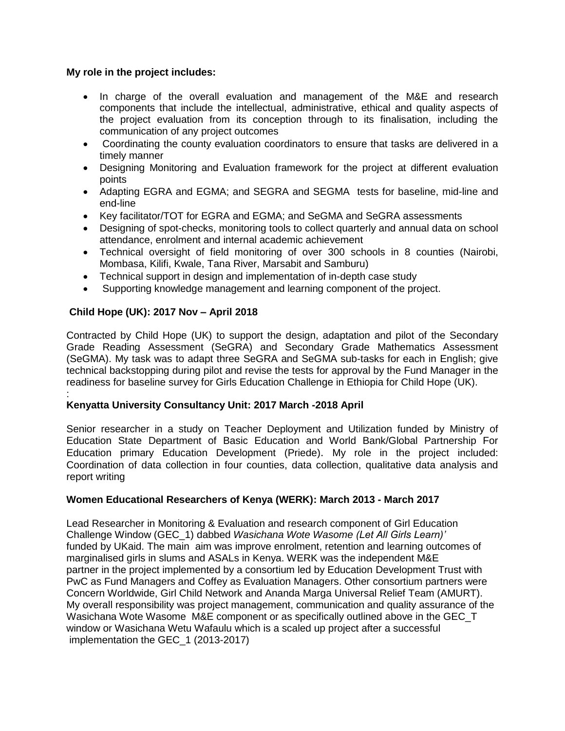**My role in the project includes:**

- In charge of the overall evaluation and management of the M&E and research components that include the intellectual, administrative, ethical and quality aspects of the project evaluation from its conception through to its finalisation, including the communication of any project outcomes
- Coordinating the county evaluation coordinators to ensure that tasks are delivered in a timely manner
- Designing Monitoring and Evaluation framework for the project at different evaluation points
- Adapting EGRA and EGMA; and SEGRA and SEGMA tests for baseline, mid-line and end-line
- Key facilitator/TOT for EGRA and EGMA; and SeGMA and SeGRA assessments
- Designing of spot-checks, monitoring tools to collect quarterly and annual data on school attendance, enrolment and internal academic achievement
- Technical oversight of field monitoring of over 300 schools in 8 counties (Nairobi, Mombasa, Kilifi, Kwale, Tana River, Marsabit and Samburu)
- Technical support in design and implementation of in-depth case study
- Supporting knowledge management and learning component of the project.

**Child Hope (UK): 2017 Nov – April 2018**

Contracted by Child Hope (UK) to support the design, adaptation and pilot of the Secondary Grade Reading Assessment (SeGRA) and Secondary Grade Mathematics Assessment (SeGMA). My task was to adapt three SeGRA and SeGMA sub-tasks for each in English; give technical backstopping during pilot and revise the tests for approval by the Fund Manager in the readiness for baseline survey for Girls Education Challenge in Ethiopia for Child Hope (UK).
:

**Kenyatta University Consultancy Unit: 2017 March -2018 April**

Senior researcher in a study on Teacher Deployment and Utilization funded by Ministry of Education State Department of Basic Education and World Bank/Global Partnership For Education primary Education Development (Priede). My role in the project included: Coordination of data collection in four counties, data collection, qualitative data analysis and report writing

**Women Educational Researchers of Kenya (WERK): March 2013 - March 2017**

Lead Researcher in Monitoring & Evaluation and research component of Girl Education Challenge Window (GEC_1) dabbed *Wasichana Wote Wasome (Let All Girls Learn)'* funded by UKaid. The main aim was improve enrolment, retention and learning outcomes of marginalised girls in slums and ASALs in Kenya. WERK was the independent M&E partner in the project implemented by a consortium led by Education Development Trust with PwC as Fund Managers and Coffey as Evaluation Managers. Other consortium partners were Concern Worldwide, Girl Child Network and Ananda Marga Universal Relief Team (AMURT). My overall responsibility was project management, communication and quality assurance of the Wasichana Wote Wasome M&E component or as specifically outlined above in the GEC_T window or Wasichana Wetu Wafaulu which is a scaled up project after a successful implementation the GEC_1 (2013-2017)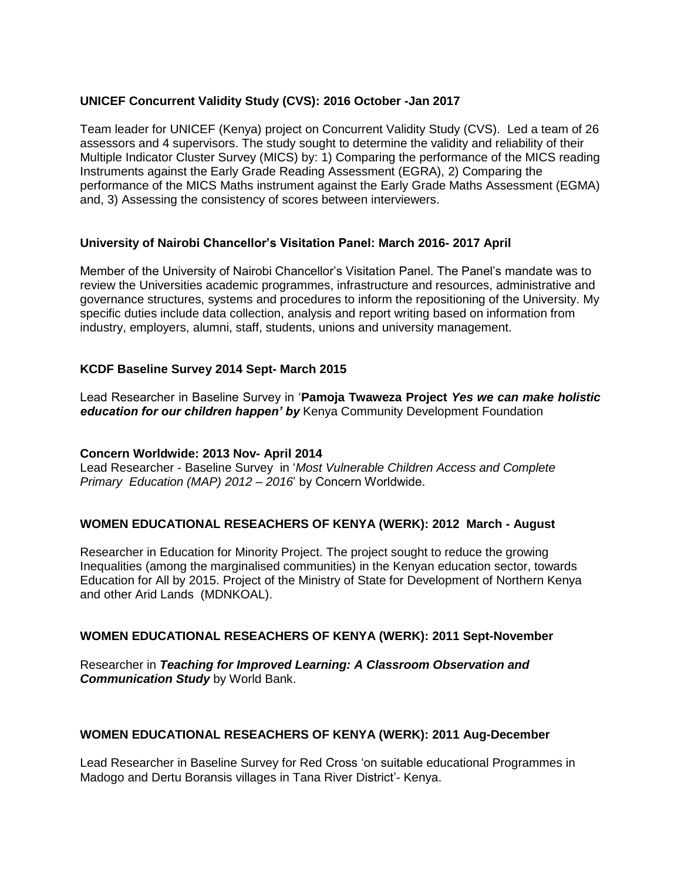**UNICEF Concurrent Validity Study (CVS): 2016 October -Jan 2017**

Team leader for UNICEF (Kenya) project on Concurrent Validity Study (CVS). Led a team of 26 assessors and 4 supervisors. The study sought to determine the validity and reliability of their Multiple Indicator Cluster Survey (MICS) by: 1) Comparing the performance of the MICS reading Instruments against the Early Grade Reading Assessment (EGRA), 2) Comparing the performance of the MICS Maths instrument against the Early Grade Maths Assessment (EGMA) and, 3) Assessing the consistency of scores between interviewers.

**University of Nairobi Chancellor's Visitation Panel: March 2016- 2017 April**

Member of the University of Nairobi Chancellor's Visitation Panel. The Panel's mandate was to review the Universities academic programmes, infrastructure and resources, administrative and governance structures, systems and procedures to inform the repositioning of the University. My specific duties include data collection, analysis and report writing based on information from industry, employers, alumni, staff, students, unions and university management.

**KCDF Baseline Survey 2014 Sept- March 2015**

Lead Researcher in Baseline Survey in '**Pamoja Twaweza Project *Yes we can make holistic education for our children happen' by*** Kenya Community Development Foundation

**Concern Worldwide: 2013 Nov- April 2014**

Lead Researcher - Baseline Survey in '*Most Vulnerable Children Access and Complete Primary Education (MAP) 2012 – 2016*' by Concern Worldwide.

**WOMEN EDUCATIONAL RESEACHERS OF KENYA (WERK): 2012 March - August**

Researcher in Education for Minority Project. The project sought to reduce the growing Inequalities (among the marginalised communities) in the Kenyan education sector, towards Education for All by 2015. Project of the Ministry of State for Development of Northern Kenya and other Arid Lands (MDNKOAL).

**WOMEN EDUCATIONAL RESEACHERS OF KENYA (WERK): 2011 Sept-November**

Researcher in ***Teaching for Improved Learning: A Classroom Observation and Communication Study*** by World Bank.

**WOMEN EDUCATIONAL RESEACHERS OF KENYA (WERK): 2011 Aug-December**

Lead Researcher in Baseline Survey for Red Cross 'on suitable educational Programmes in Madogo and Dertu Boransis villages in Tana River District'- Kenya.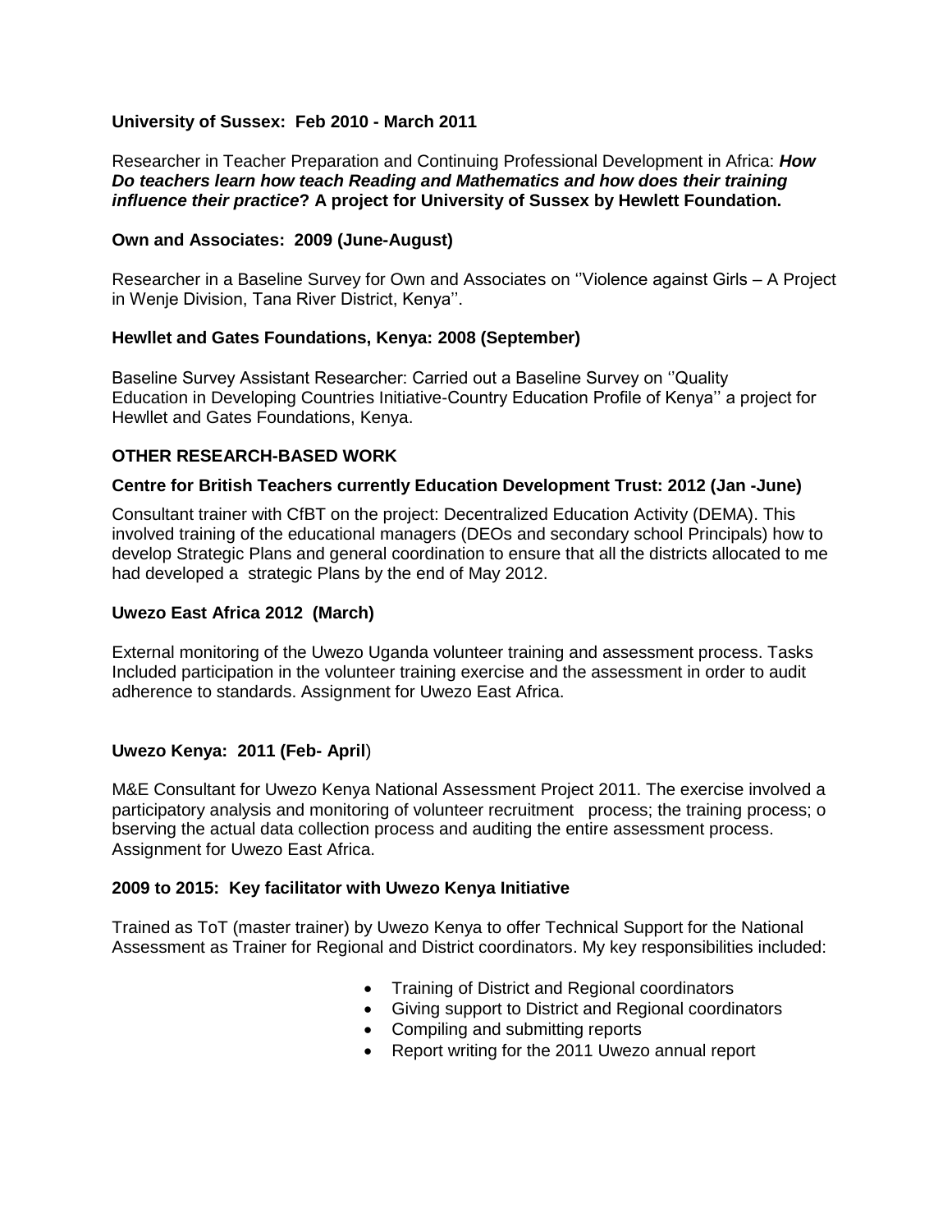**University of Sussex: Feb 2010 - March 2011**

Researcher in Teacher Preparation and Continuing Professional Development in Africa: ***How Do teachers learn how teach Reading and Mathematics and how does their training influence their practice*? A project for University of Sussex by Hewlett Foundation.**

**Own and Associates: 2009 (June-August)**

Researcher in a Baseline Survey for Own and Associates on ''Violence against Girls – A Project in Wenje Division, Tana River District, Kenya''.

**Hewllet and Gates Foundations, Kenya: 2008 (September)**

Baseline Survey Assistant Researcher: Carried out a Baseline Survey on ''Quality Education in Developing Countries Initiative-Country Education Profile of Kenya'' a project for Hewllet and Gates Foundations, Kenya.

**OTHER RESEARCH-BASED WORK**

**Centre for British Teachers currently Education Development Trust: 2012 (Jan -June)**

Consultant trainer with CfBT on the project: Decentralized Education Activity (DEMA). This involved training of the educational managers (DEOs and secondary school Principals) how to develop Strategic Plans and general coordination to ensure that all the districts allocated to me had developed a strategic Plans by the end of May 2012.

**Uwezo East Africa 2012 (March)**

External monitoring of the Uwezo Uganda volunteer training and assessment process. Tasks Included participation in the volunteer training exercise and the assessment in order to audit adherence to standards. Assignment for Uwezo East Africa.

**Uwezo Kenya: 2011 (Feb- April**)

M&E Consultant for Uwezo Kenya National Assessment Project 2011. The exercise involved a participatory analysis and monitoring of volunteer recruitment process; the training process; o bserving the actual data collection process and auditing the entire assessment process. Assignment for Uwezo East Africa.

**2009 to 2015: Key facilitator with Uwezo Kenya Initiative**

Trained as ToT (master trainer) by Uwezo Kenya to offer Technical Support for the National Assessment as Trainer for Regional and District coordinators. My key responsibilities included:

- Training of District and Regional coordinators
- Giving support to District and Regional coordinators
- Compiling and submitting reports
- Report writing for the 2011 Uwezo annual report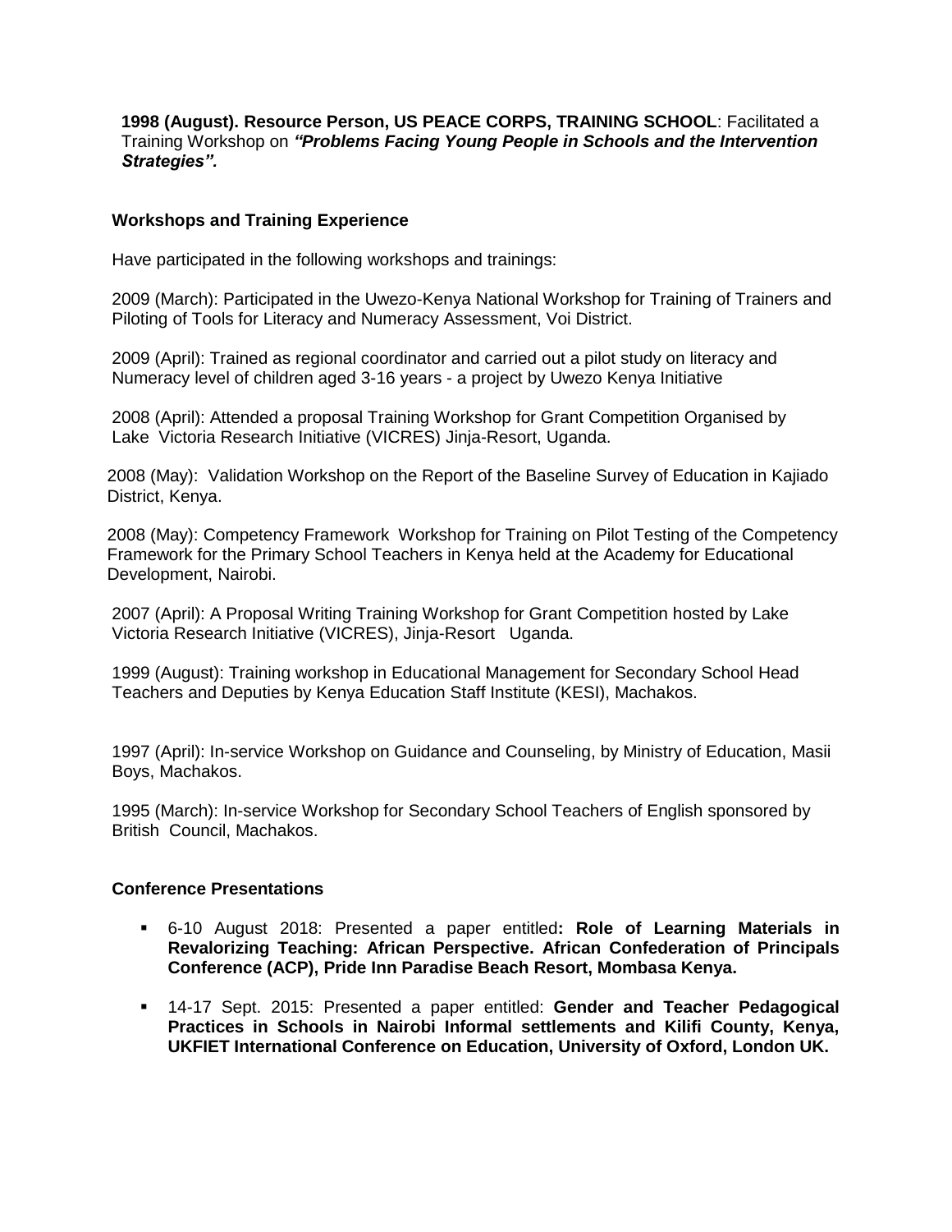**1998 (August). Resource Person, US PEACE CORPS, TRAINING SCHOOL**: Facilitated a Training Workshop on ***"Problems Facing Young People in Schools and the Intervention Strategies".***

**Workshops and Training Experience**

Have participated in the following workshops and trainings:

2009 (March): Participated in the Uwezo-Kenya National Workshop for Training of Trainers and Piloting of Tools for Literacy and Numeracy Assessment, Voi District.

2009 (April): Trained as regional coordinator and carried out a pilot study on literacy and Numeracy level of children aged 3-16 years - a project by Uwezo Kenya Initiative

2008 (April): Attended a proposal Training Workshop for Grant Competition Organised by Lake Victoria Research Initiative (VICRES) Jinja-Resort, Uganda.

2008 (May): Validation Workshop on the Report of the Baseline Survey of Education in Kajiado District, Kenya.

2008 (May): Competency Framework Workshop for Training on Pilot Testing of the Competency Framework for the Primary School Teachers in Kenya held at the Academy for Educational Development, Nairobi.

2007 (April): A Proposal Writing Training Workshop for Grant Competition hosted by Lake Victoria Research Initiative (VICRES), Jinja-Resort Uganda.

1999 (August): Training workshop in Educational Management for Secondary School Head Teachers and Deputies by Kenya Education Staff Institute (KESI), Machakos.

1997 (April): In-service Workshop on Guidance and Counseling, by Ministry of Education, Masii Boys, Machakos.

1995 (March): In-service Workshop for Secondary School Teachers of English sponsored by British Council, Machakos.

**Conference Presentations**

- 6-10 August 2018: Presented a paper entitled**: Role of Learning Materials in Revalorizing Teaching: African Perspective. African Confederation of Principals Conference (ACP), Pride Inn Paradise Beach Resort, Mombasa Kenya.**
- 14-17 Sept. 2015: Presented a paper entitled: **Gender and Teacher Pedagogical Practices in Schools in Nairobi Informal settlements and Kilifi County, Kenya, UKFIET International Conference on Education, University of Oxford, London UK.**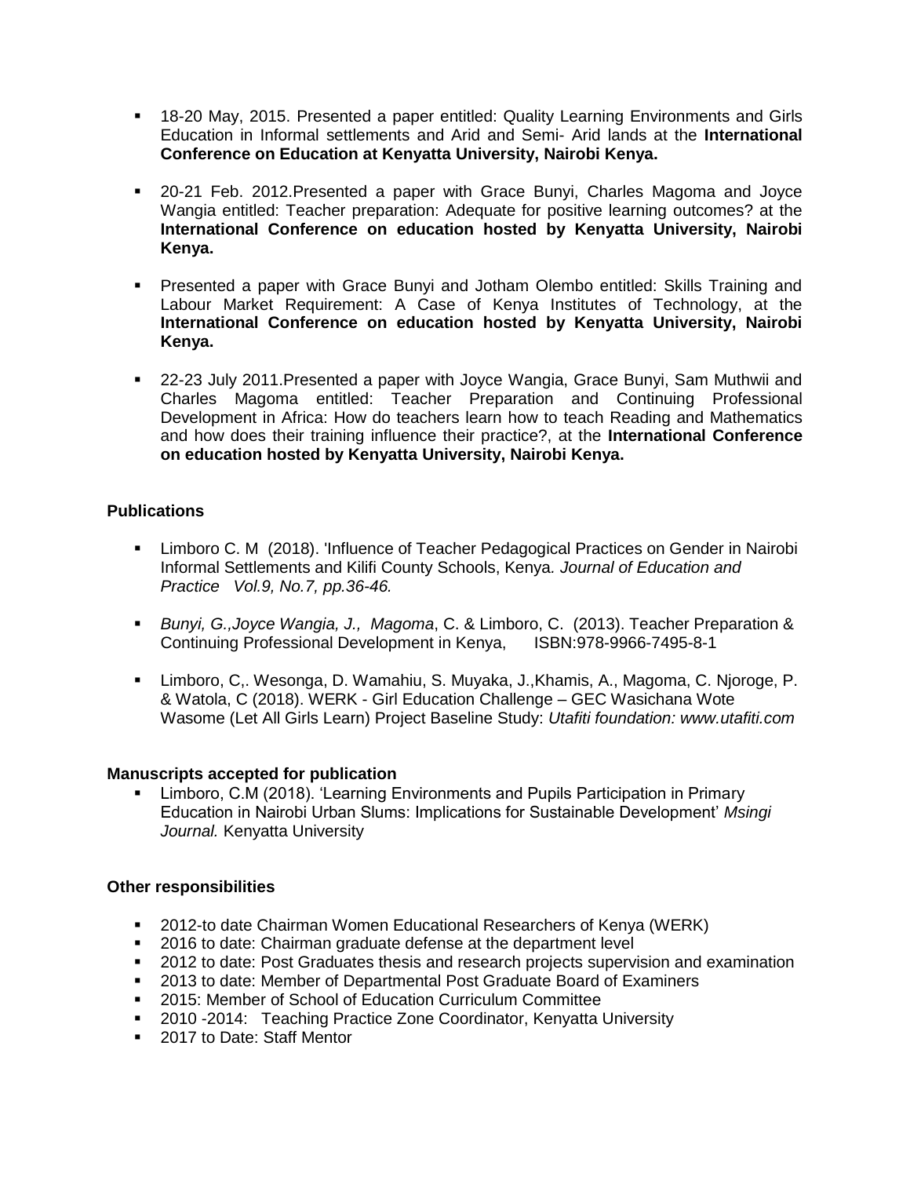- 18-20 May, 2015. Presented a paper entitled: Quality Learning Environments and Girls Education in Informal settlements and Arid and Semi- Arid lands at the **International Conference on Education at Kenyatta University, Nairobi Kenya.**

- 20-21 Feb. 2012.Presented a paper with Grace Bunyi, Charles Magoma and Joyce Wangia entitled: Teacher preparation: Adequate for positive learning outcomes? at the **International Conference on education hosted by Kenyatta University, Nairobi Kenya.**

- Presented a paper with Grace Bunyi and Jotham Olembo entitled: Skills Training and Labour Market Requirement: A Case of Kenya Institutes of Technology, at the **International Conference on education hosted by Kenyatta University, Nairobi Kenya.**

- 22-23 July 2011.Presented a paper with Joyce Wangia, Grace Bunyi, Sam Muthwii and Charles Magoma entitled: Teacher Preparation and Continuing Professional Development in Africa: How do teachers learn how to teach Reading and Mathematics and how does their training influence their practice?, at the **International Conference on education hosted by Kenyatta University, Nairobi Kenya.**

**Publications**

- Limboro C. M (2018). 'Influence of Teacher Pedagogical Practices on Gender in Nairobi Informal Settlements and Kilifi County Schools, Kenya*. Journal of Education and Practice Vol.9, No.7, pp.36-46.*

- *Bunyi, G.,Joyce Wangia, J., Magoma*, C. & Limboro, C. (2013). Teacher Preparation & Continuing Professional Development in Kenya, ISBN:978-9966-7495-8-1

- Limboro, C,. Wesonga, D. Wamahiu, S. Muyaka, J.,Khamis, A., Magoma, C. Njoroge, P. & Watola, C (2018). WERK - Girl Education Challenge – GEC Wasichana Wote Wasome (Let All Girls Learn) Project Baseline Study: *Utafiti foundation: www.utafiti.com*

**Manuscripts accepted for publication**

- Limboro, C.M (2018). 'Learning Environments and Pupils Participation in Primary Education in Nairobi Urban Slums: Implications for Sustainable Development' *Msingi Journal.* Kenyatta University

**Other responsibilities**

- 2012-to date Chairman Women Educational Researchers of Kenya (WERK)
- 2016 to date: Chairman graduate defense at the department level
- 2012 to date: Post Graduates thesis and research projects supervision and examination
- 2013 to date: Member of Departmental Post Graduate Board of Examiners
- 2015: Member of School of Education Curriculum Committee
- 2010 -2014: Teaching Practice Zone Coordinator, Kenyatta University
- 2017 to Date: Staff Mentor